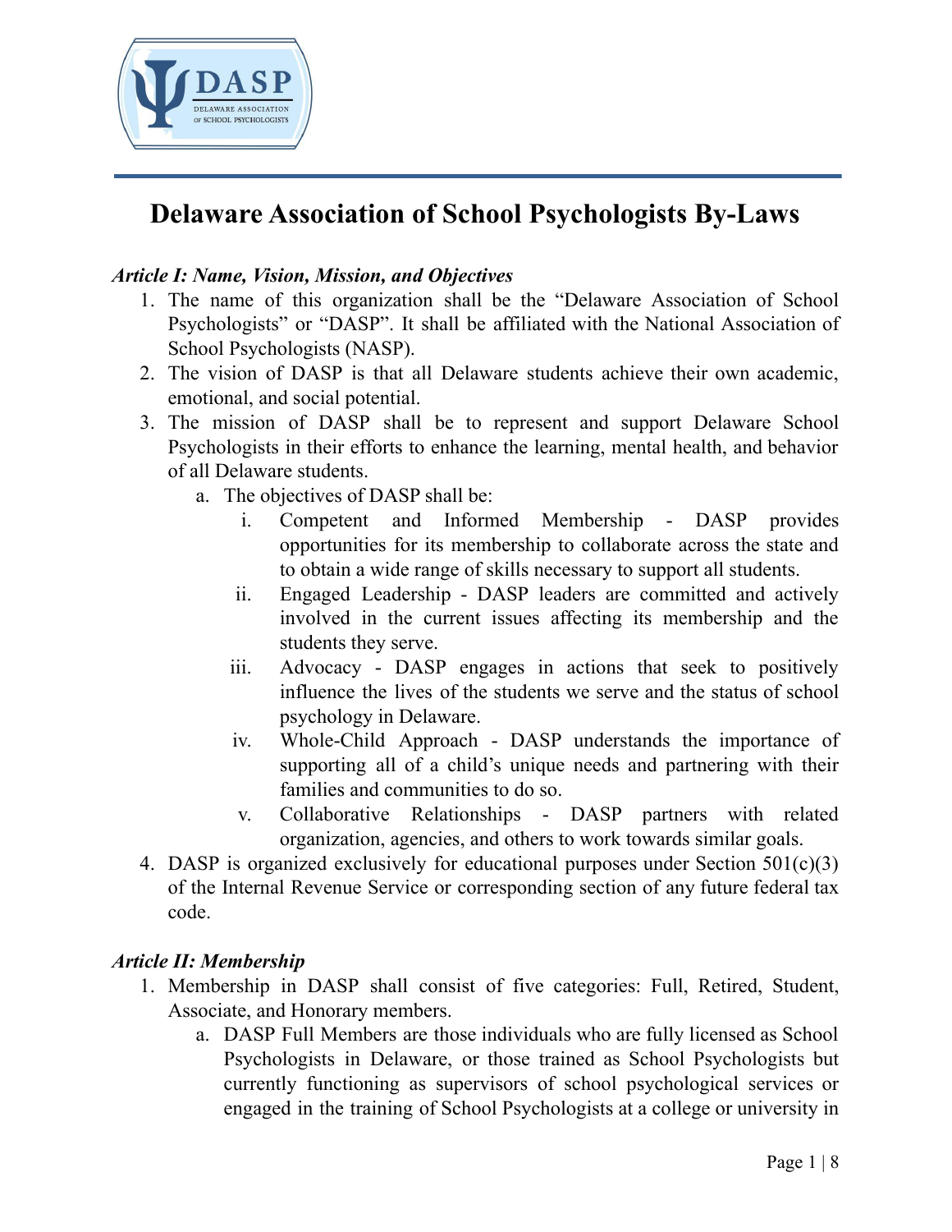# Delaware Association of School Psychologists By-Laws

***Article I: Name, Vision, Mission, and Objectives***

1. The name of this organization shall be the "Delaware Association of School Psychologists" or "DASP". It shall be affiliated with the National Association of School Psychologists (NASP).
2. The vision of DASP is that all Delaware students achieve their own academic, emotional, and social potential.
3. The mission of DASP shall be to represent and support Delaware School Psychologists in their efforts to enhance the learning, mental health, and behavior of all Delaware students.
   a. The objectives of DASP shall be:
      i. Competent and Informed Membership - DASP provides opportunities for its membership to collaborate across the state and to obtain a wide range of skills necessary to support all students.
      ii. Engaged Leadership - DASP leaders are committed and actively involved in the current issues affecting its membership and the students they serve.
      iii. Advocacy - DASP engages in actions that seek to positively influence the lives of the students we serve and the status of school psychology in Delaware.
      iv. Whole-Child Approach - DASP understands the importance of supporting all of a child's unique needs and partnering with their families and communities to do so.
      v. Collaborative Relationships - DASP partners with related organization, agencies, and others to work towards similar goals.
4. DASP is organized exclusively for educational purposes under Section 501(c)(3) of the Internal Revenue Service or corresponding section of any future federal tax code.

***Article II: Membership***

1. Membership in DASP shall consist of five categories: Full, Retired, Student, Associate, and Honorary members.
   a. DASP Full Members are those individuals who are fully licensed as School Psychologists in Delaware, or those trained as School Psychologists but currently functioning as supervisors of school psychological services or engaged in the training of School Psychologists at a college or university in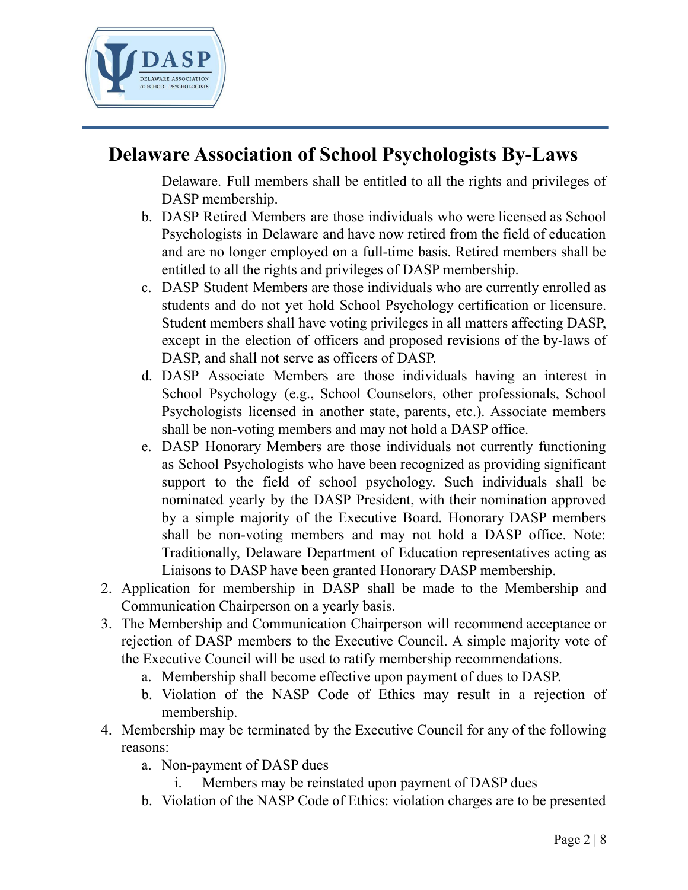Delaware. Full members shall be entitled to all the rights and privileges of DASP membership.

   b. DASP Retired Members are those individuals who were licensed as School Psychologists in Delaware and have now retired from the field of education and are no longer employed on a full-time basis. Retired members shall be entitled to all the rights and privileges of DASP membership.
   c. DASP Student Members are those individuals who are currently enrolled as students and do not yet hold School Psychology certification or licensure. Student members shall have voting privileges in all matters affecting DASP, except in the election of officers and proposed revisions of the by-laws of DASP, and shall not serve as officers of DASP.
   d. DASP Associate Members are those individuals having an interest in School Psychology (e.g., School Counselors, other professionals, School Psychologists licensed in another state, parents, etc.). Associate members shall be non-voting members and may not hold a DASP office.
   e. DASP Honorary Members are those individuals not currently functioning as School Psychologists who have been recognized as providing significant support to the field of school psychology. Such individuals shall be nominated yearly by the DASP President, with their nomination approved by a simple majority of the Executive Board. Honorary DASP members shall be non-voting members and may not hold a DASP office. Note: Traditionally, Delaware Department of Education representatives acting as Liaisons to DASP have been granted Honorary DASP membership.

2. Application for membership in DASP shall be made to the Membership and Communication Chairperson on a yearly basis.
3. The Membership and Communication Chairperson will recommend acceptance or rejection of DASP members to the Executive Council. A simple majority vote of the Executive Council will be used to ratify membership recommendations.
   a. Membership shall become effective upon payment of dues to DASP.
   b. Violation of the NASP Code of Ethics may result in a rejection of membership.
4. Membership may be terminated by the Executive Council for any of the following reasons:
   a. Non-payment of DASP dues
      i. Members may be reinstated upon payment of DASP dues
   b. Violation of the NASP Code of Ethics: violation charges are to be presented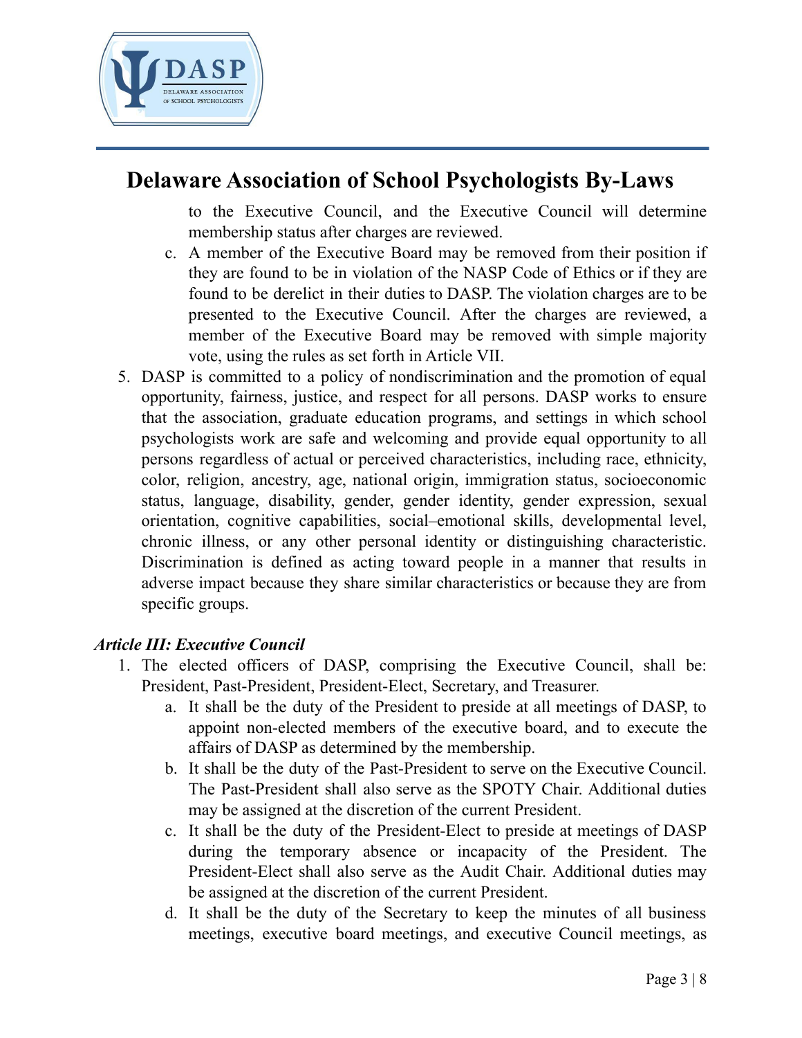to the Executive Council, and the Executive Council will determine membership status after charges are reviewed.

   c. A member of the Executive Board may be removed from their position if they are found to be in violation of the NASP Code of Ethics or if they are found to be derelict in their duties to DASP. The violation charges are to be presented to the Executive Council. After the charges are reviewed, a member of the Executive Board may be removed with simple majority vote, using the rules as set forth in Article VII.

5. DASP is committed to a policy of nondiscrimination and the promotion of equal opportunity, fairness, justice, and respect for all persons. DASP works to ensure that the association, graduate education programs, and settings in which school psychologists work are safe and welcoming and provide equal opportunity to all persons regardless of actual or perceived characteristics, including race, ethnicity, color, religion, ancestry, age, national origin, immigration status, socioeconomic status, language, disability, gender, gender identity, gender expression, sexual orientation, cognitive capabilities, social–emotional skills, developmental level, chronic illness, or any other personal identity or distinguishing characteristic. Discrimination is defined as acting toward people in a manner that results in adverse impact because they share similar characteristics or because they are from specific groups.

***Article III: Executive Council***

1. The elected officers of DASP, comprising the Executive Council, shall be: President, Past-President, President-Elect, Secretary, and Treasurer.
   a. It shall be the duty of the President to preside at all meetings of DASP, to appoint non-elected members of the executive board, and to execute the affairs of DASP as determined by the membership.
   b. It shall be the duty of the Past-President to serve on the Executive Council. The Past-President shall also serve as the SPOTY Chair. Additional duties may be assigned at the discretion of the current President.
   c. It shall be the duty of the President-Elect to preside at meetings of DASP during the temporary absence or incapacity of the President. The President-Elect shall also serve as the Audit Chair. Additional duties may be assigned at the discretion of the current President.
   d. It shall be the duty of the Secretary to keep the minutes of all business meetings, executive board meetings, and executive Council meetings, as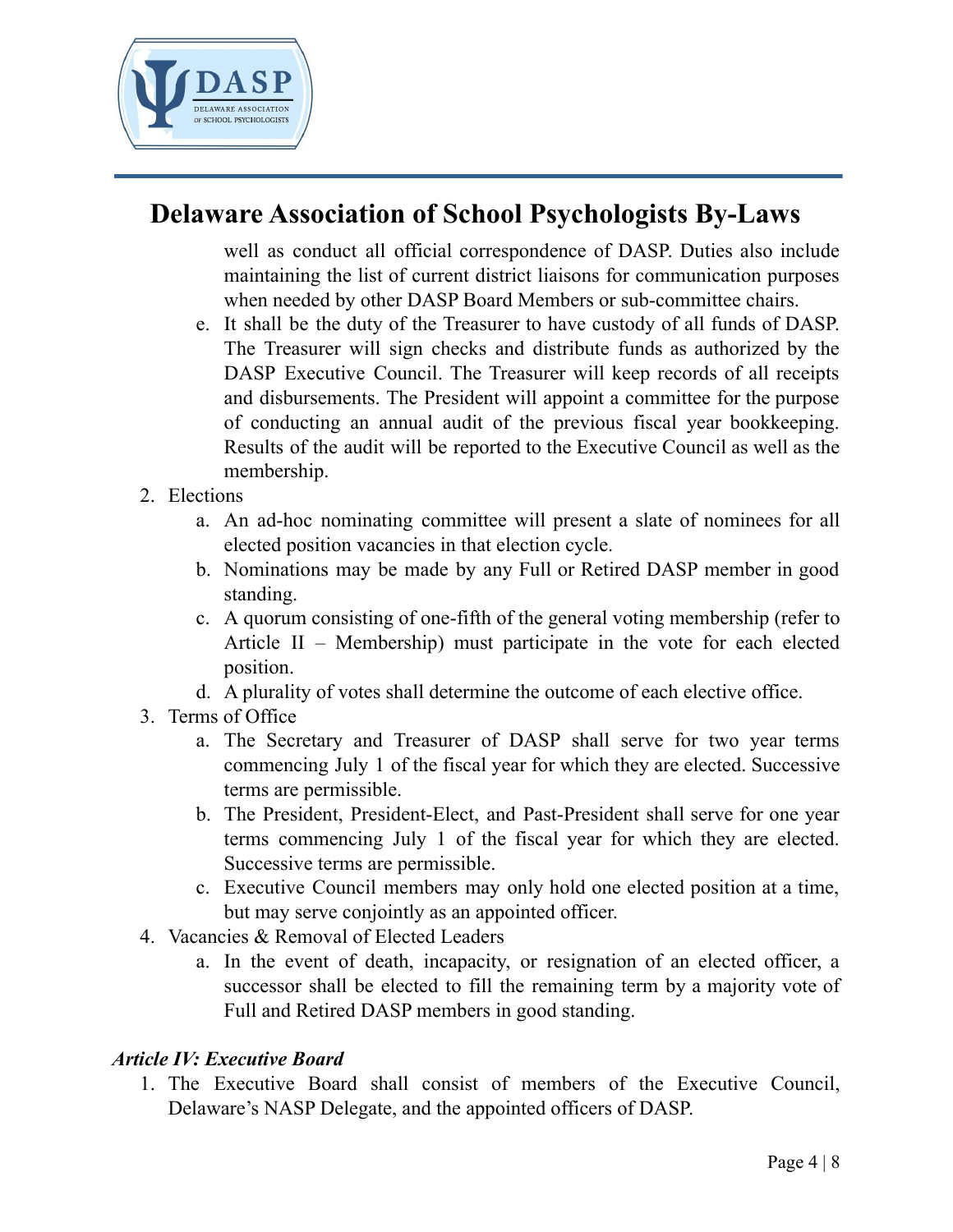well as conduct all official correspondence of DASP. Duties also include maintaining the list of current district liaisons for communication purposes when needed by other DASP Board Members or sub-committee chairs.

   e. It shall be the duty of the Treasurer to have custody of all funds of DASP. The Treasurer will sign checks and distribute funds as authorized by the DASP Executive Council. The Treasurer will keep records of all receipts and disbursements. The President will appoint a committee for the purpose of conducting an annual audit of the previous fiscal year bookkeeping. Results of the audit will be reported to the Executive Council as well as the membership.

2. Elections
   a. An ad-hoc nominating committee will present a slate of nominees for all elected position vacancies in that election cycle.
   b. Nominations may be made by any Full or Retired DASP member in good standing.
   c. A quorum consisting of one-fifth of the general voting membership (refer to Article II – Membership) must participate in the vote for each elected position.
   d. A plurality of votes shall determine the outcome of each elective office.
3. Terms of Office
   a. The Secretary and Treasurer of DASP shall serve for two year terms commencing July 1 of the fiscal year for which they are elected. Successive terms are permissible.
   b. The President, President-Elect, and Past-President shall serve for one year terms commencing July 1 of the fiscal year for which they are elected. Successive terms are permissible.
   c. Executive Council members may only hold one elected position at a time, but may serve conjointly as an appointed officer.
4. Vacancies & Removal of Elected Leaders
   a. In the event of death, incapacity, or resignation of an elected officer, a successor shall be elected to fill the remaining term by a majority vote of Full and Retired DASP members in good standing.

***Article IV: Executive Board***

1. The Executive Board shall consist of members of the Executive Council, Delaware's NASP Delegate, and the appointed officers of DASP.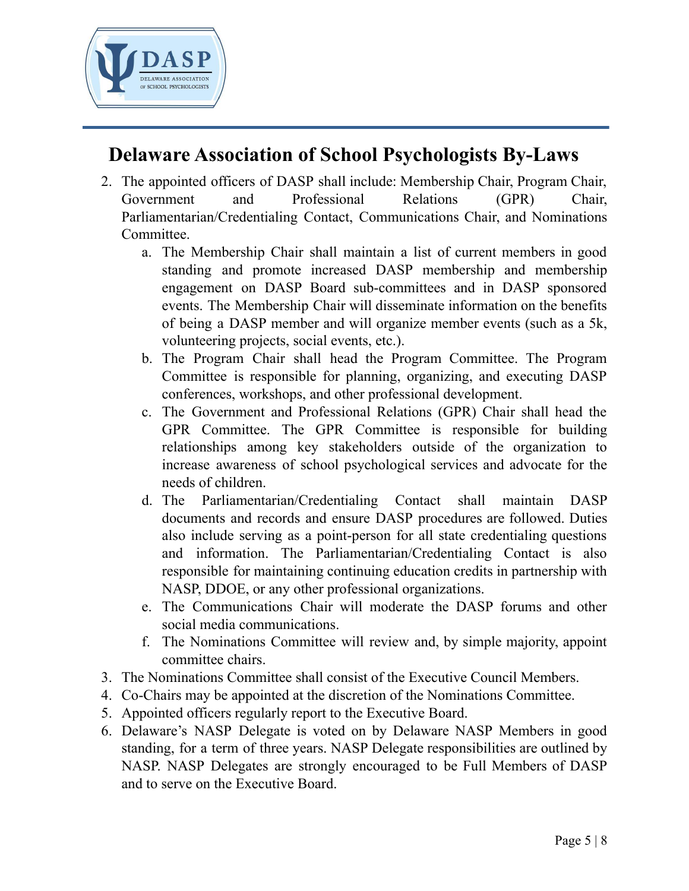# Delaware Association of School Psychologists By-Laws

2. The appointed officers of DASP shall include: Membership Chair, Program Chair, Government and Professional Relations (GPR) Chair, Parliamentarian/Credentialing Contact, Communications Chair, and Nominations Committee.
    a. The Membership Chair shall maintain a list of current members in good standing and promote increased DASP membership and membership engagement on DASP Board sub-committees and in DASP sponsored events. The Membership Chair will disseminate information on the benefits of being a DASP member and will organize member events (such as a 5k, volunteering projects, social events, etc.).
    b. The Program Chair shall head the Program Committee. The Program Committee is responsible for planning, organizing, and executing DASP conferences, workshops, and other professional development.
    c. The Government and Professional Relations (GPR) Chair shall head the GPR Committee. The GPR Committee is responsible for building relationships among key stakeholders outside of the organization to increase awareness of school psychological services and advocate for the needs of children.
    d. The Parliamentarian/Credentialing Contact shall maintain DASP documents and records and ensure DASP procedures are followed. Duties also include serving as a point-person for all state credentialing questions and information. The Parliamentarian/Credentialing Contact is also responsible for maintaining continuing education credits in partnership with NASP, DDOE, or any other professional organizations.
    e. The Communications Chair will moderate the DASP forums and other social media communications.
    f. The Nominations Committee will review and, by simple majority, appoint committee chairs.
3. The Nominations Committee shall consist of the Executive Council Members.
4. Co-Chairs may be appointed at the discretion of the Nominations Committee.
5. Appointed officers regularly report to the Executive Board.
6. Delaware's NASP Delegate is voted on by Delaware NASP Members in good standing, for a term of three years. NASP Delegate responsibilities are outlined by NASP. NASP Delegates are strongly encouraged to be Full Members of DASP and to serve on the Executive Board.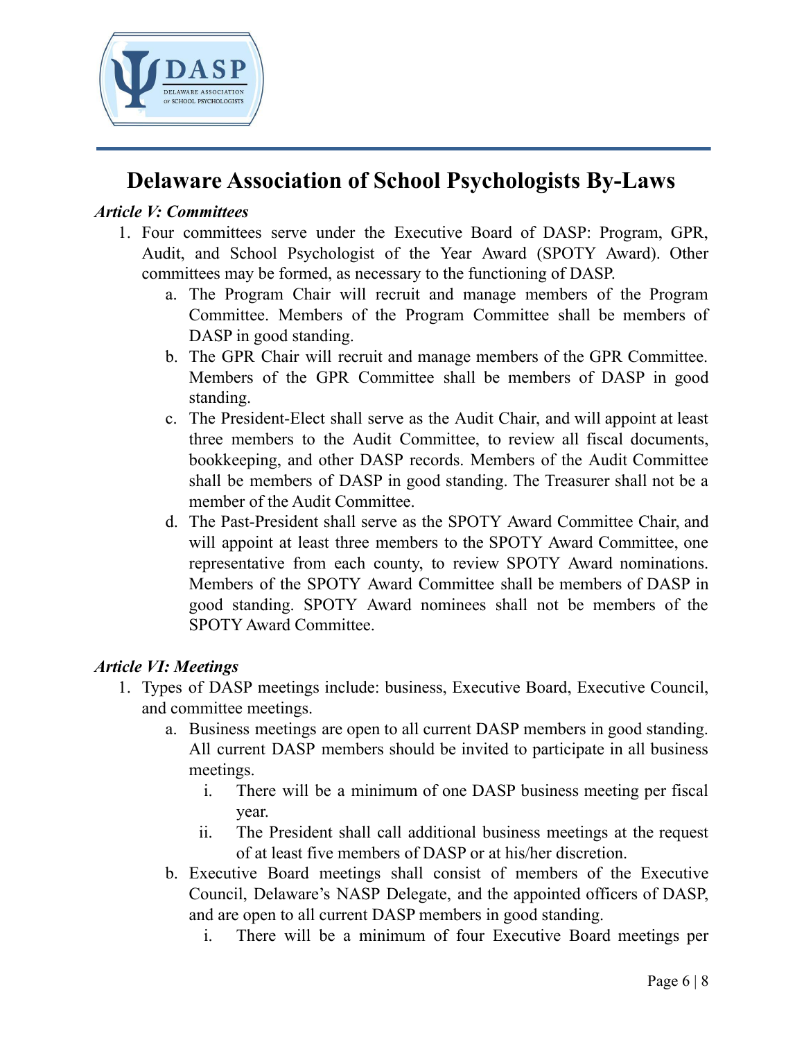# Delaware Association of School Psychologists By-Laws

***Article V: Committees***

1. Four committees serve under the Executive Board of DASP: Program, GPR, Audit, and School Psychologist of the Year Award (SPOTY Award). Other committees may be formed, as necessary to the functioning of DASP.
    a. The Program Chair will recruit and manage members of the Program Committee. Members of the Program Committee shall be members of DASP in good standing.
    b. The GPR Chair will recruit and manage members of the GPR Committee. Members of the GPR Committee shall be members of DASP in good standing.
    c. The President-Elect shall serve as the Audit Chair, and will appoint at least three members to the Audit Committee, to review all fiscal documents, bookkeeping, and other DASP records. Members of the Audit Committee shall be members of DASP in good standing. The Treasurer shall not be a member of the Audit Committee.
    d. The Past-President shall serve as the SPOTY Award Committee Chair, and will appoint at least three members to the SPOTY Award Committee, one representative from each county, to review SPOTY Award nominations. Members of the SPOTY Award Committee shall be members of DASP in good standing. SPOTY Award nominees shall not be members of the SPOTY Award Committee.

***Article VI: Meetings***

1. Types of DASP meetings include: business, Executive Board, Executive Council, and committee meetings.
    a. Business meetings are open to all current DASP members in good standing. All current DASP members should be invited to participate in all business meetings.
        i. There will be a minimum of one DASP business meeting per fiscal year.
        ii. The President shall call additional business meetings at the request of at least five members of DASP or at his/her discretion.
    b. Executive Board meetings shall consist of members of the Executive Council, Delaware's NASP Delegate, and the appointed officers of DASP, and are open to all current DASP members in good standing.
        i. There will be a minimum of four Executive Board meetings per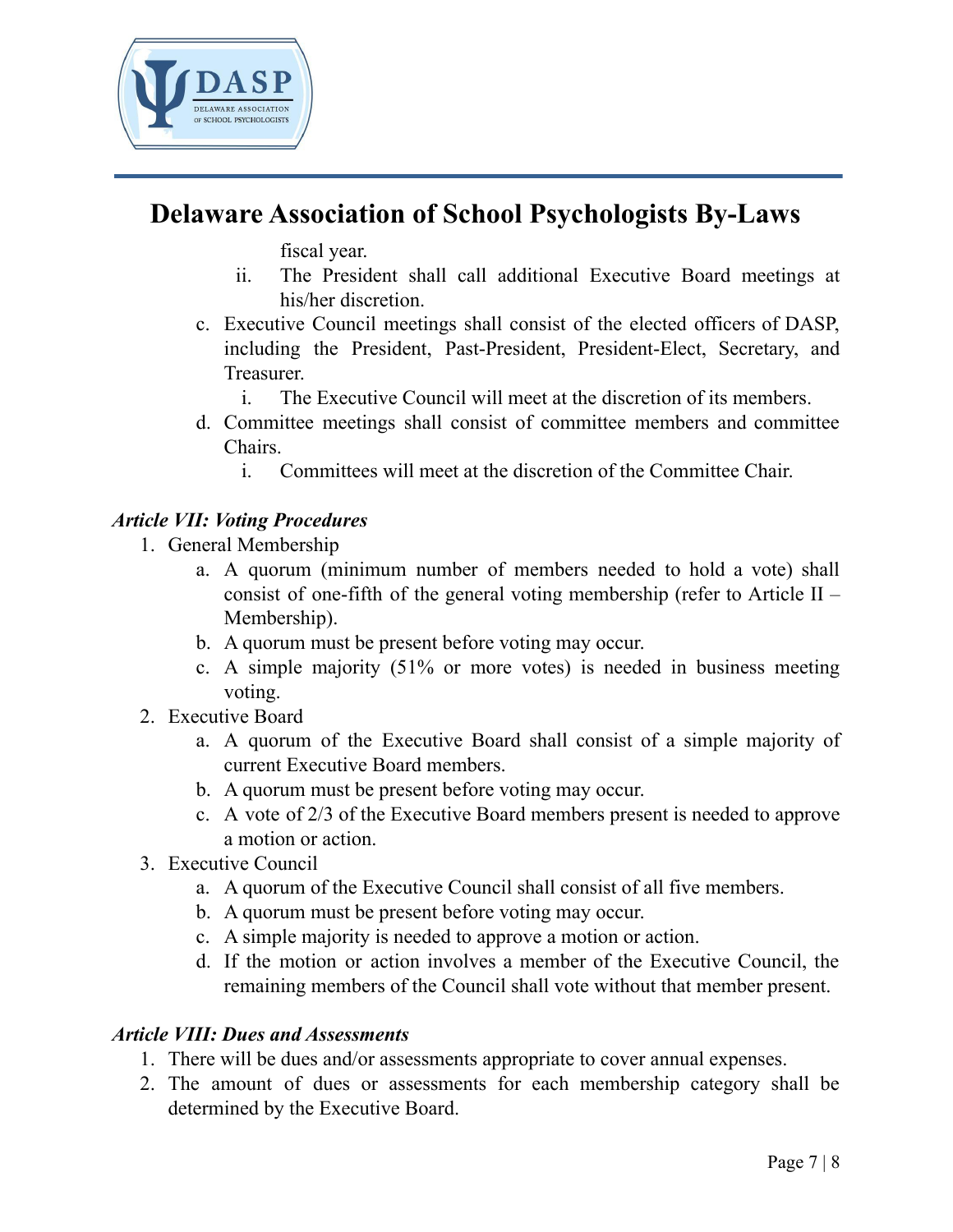fiscal year.

    ii. The President shall call additional Executive Board meetings at his/her discretion.

c. Executive Council meetings shall consist of the elected officers of DASP, including the President, Past-President, President-Elect, Secretary, and Treasurer.
    i. The Executive Council will meet at the discretion of its members.
d. Committee meetings shall consist of committee members and committee Chairs.
    i. Committees will meet at the discretion of the Committee Chair.

***Article VII: Voting Procedures***

1. General Membership
    a. A quorum (minimum number of members needed to hold a vote) shall consist of one-fifth of the general voting membership (refer to Article II – Membership).
    b. A quorum must be present before voting may occur.
    c. A simple majority (51% or more votes) is needed in business meeting voting.
2. Executive Board
    a. A quorum of the Executive Board shall consist of a simple majority of current Executive Board members.
    b. A quorum must be present before voting may occur.
    c. A vote of 2/3 of the Executive Board members present is needed to approve a motion or action.
3. Executive Council
    a. A quorum of the Executive Council shall consist of all five members.
    b. A quorum must be present before voting may occur.
    c. A simple majority is needed to approve a motion or action.
    d. If the motion or action involves a member of the Executive Council, the remaining members of the Council shall vote without that member present.

***Article VIII: Dues and Assessments***

1. There will be dues and/or assessments appropriate to cover annual expenses.
2. The amount of dues or assessments for each membership category shall be determined by the Executive Board.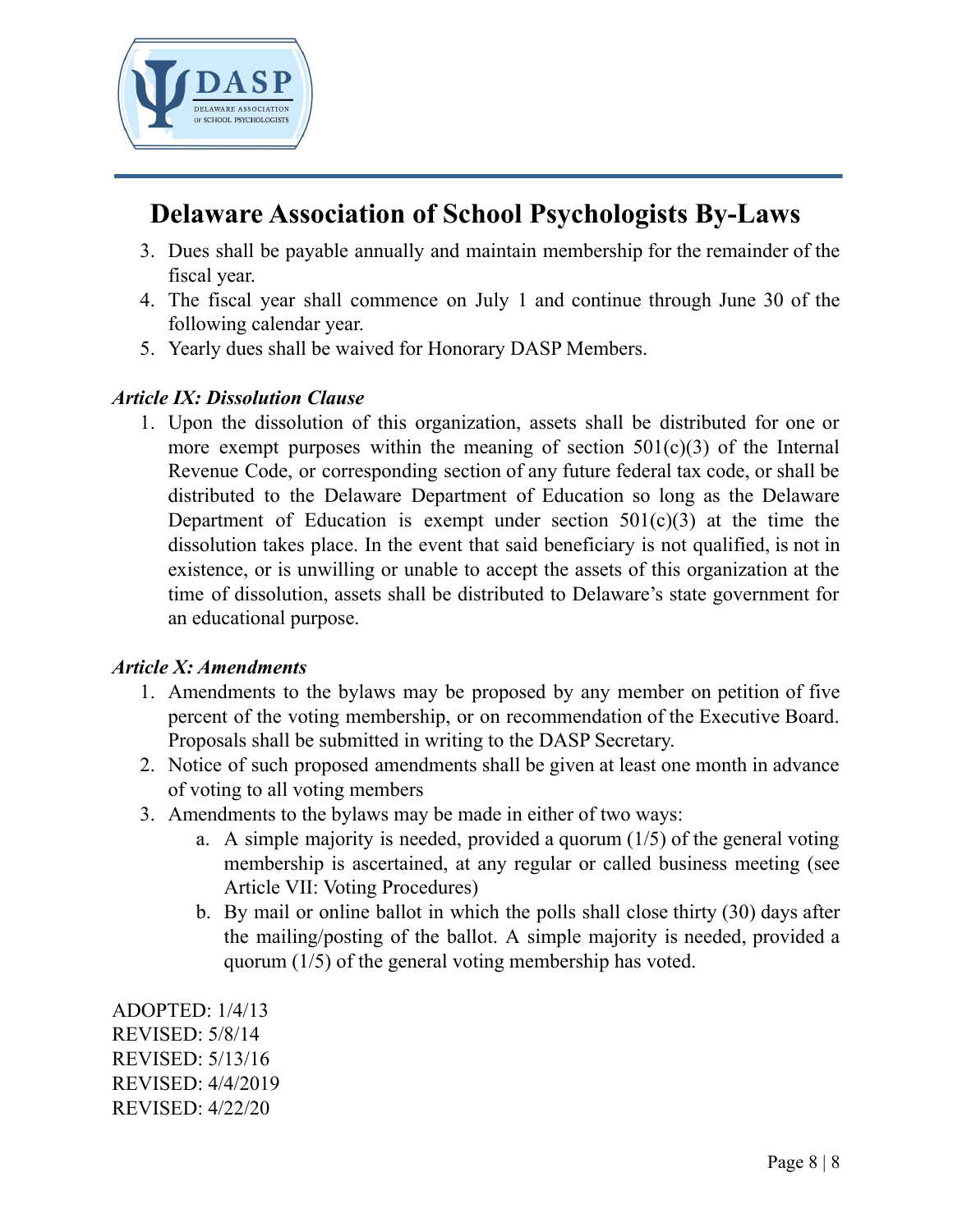# Delaware Association of School Psychologists By-Laws

3. Dues shall be payable annually and maintain membership for the remainder of the fiscal year.
4. The fiscal year shall commence on July 1 and continue through June 30 of the following calendar year.
5. Yearly dues shall be waived for Honorary DASP Members.

***Article IX: Dissolution Clause***

1. Upon the dissolution of this organization, assets shall be distributed for one or more exempt purposes within the meaning of section 501(c)(3) of the Internal Revenue Code, or corresponding section of any future federal tax code, or shall be distributed to the Delaware Department of Education so long as the Delaware Department of Education is exempt under section 501(c)(3) at the time the dissolution takes place. In the event that said beneficiary is not qualified, is not in existence, or is unwilling or unable to accept the assets of this organization at the time of dissolution, assets shall be distributed to Delaware's state government for an educational purpose.

***Article X: Amendments***

1. Amendments to the bylaws may be proposed by any member on petition of five percent of the voting membership, or on recommendation of the Executive Board. Proposals shall be submitted in writing to the DASP Secretary.
2. Notice of such proposed amendments shall be given at least one month in advance of voting to all voting members
3. Amendments to the bylaws may be made in either of two ways:
    a. A simple majority is needed, provided a quorum (1/5) of the general voting membership is ascertained, at any regular or called business meeting (see Article VII: Voting Procedures)
    b. By mail or online ballot in which the polls shall close thirty (30) days after the mailing/posting of the ballot. A simple majority is needed, provided a quorum (1/5) of the general voting membership has voted.

ADOPTED: 1/4/13
REVISED: 5/8/14
REVISED: 5/13/16
REVISED: 4/4/2019
REVISED: 4/22/20